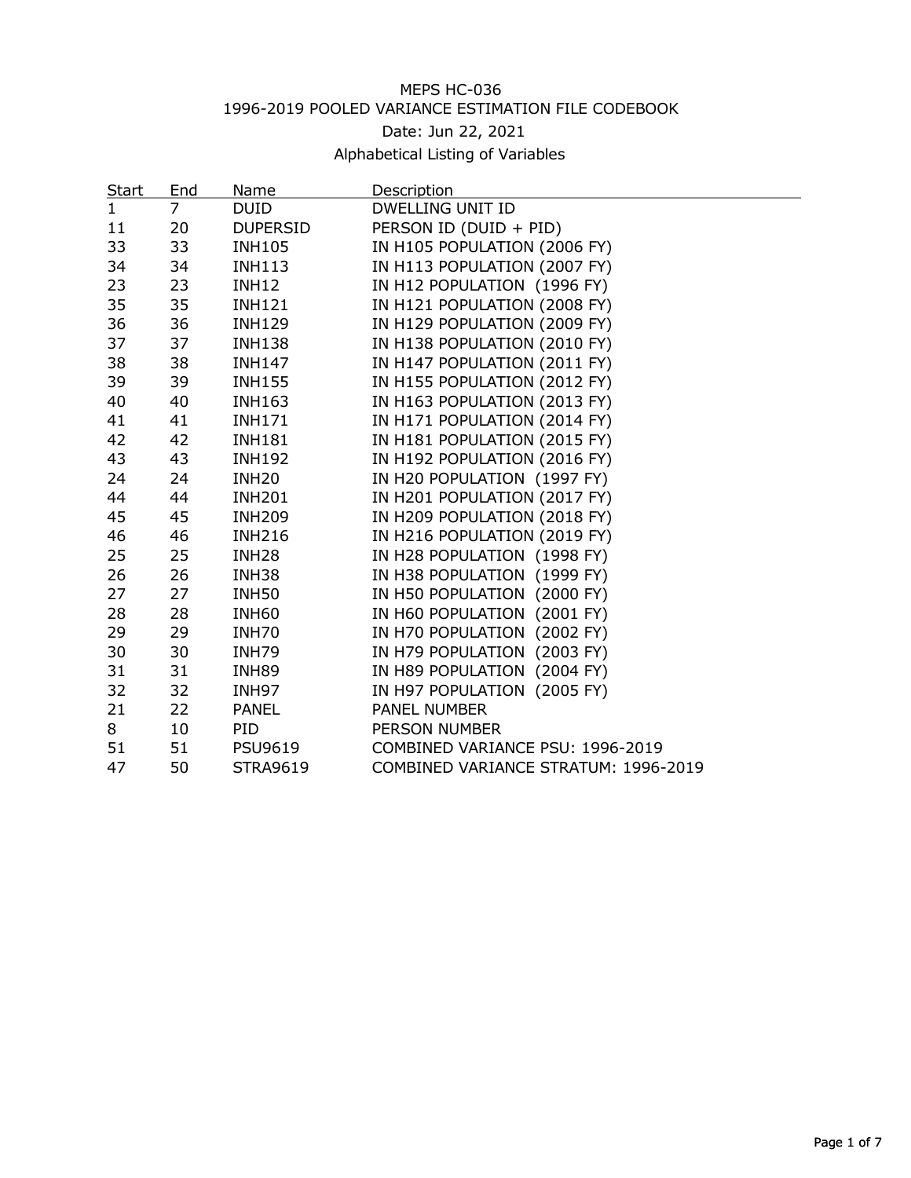# MEPS HC-036

## 1996-2019 POOLED VARIANCE ESTIMATION FILE CODEBOOK

Date: Jun 22, 2021

Alphabetical Listing of Variables

| Start | End | Name | Description |
|---|---|---|---|
| 1 | 7 | DUID | DWELLING UNIT ID |
| 11 | 20 | DUPERSID | PERSON ID (DUID + PID) |
| 33 | 33 | INH105 | IN H105 POPULATION (2006 FY) |
| 34 | 34 | INH113 | IN H113 POPULATION (2007 FY) |
| 23 | 23 | INH12 | IN H12 POPULATION (1996 FY) |
| 35 | 35 | INH121 | IN H121 POPULATION (2008 FY) |
| 36 | 36 | INH129 | IN H129 POPULATION (2009 FY) |
| 37 | 37 | INH138 | IN H138 POPULATION (2010 FY) |
| 38 | 38 | INH147 | IN H147 POPULATION (2011 FY) |
| 39 | 39 | INH155 | IN H155 POPULATION (2012 FY) |
| 40 | 40 | INH163 | IN H163 POPULATION (2013 FY) |
| 41 | 41 | INH171 | IN H171 POPULATION (2014 FY) |
| 42 | 42 | INH181 | IN H181 POPULATION (2015 FY) |
| 43 | 43 | INH192 | IN H192 POPULATION (2016 FY) |
| 24 | 24 | INH20 | IN H20 POPULATION (1997 FY) |
| 44 | 44 | INH201 | IN H201 POPULATION (2017 FY) |
| 45 | 45 | INH209 | IN H209 POPULATION (2018 FY) |
| 46 | 46 | INH216 | IN H216 POPULATION (2019 FY) |
| 25 | 25 | INH28 | IN H28 POPULATION (1998 FY) |
| 26 | 26 | INH38 | IN H38 POPULATION (1999 FY) |
| 27 | 27 | INH50 | IN H50 POPULATION (2000 FY) |
| 28 | 28 | INH60 | IN H60 POPULATION (2001 FY) |
| 29 | 29 | INH70 | IN H70 POPULATION (2002 FY) |
| 30 | 30 | INH79 | IN H79 POPULATION (2003 FY) |
| 31 | 31 | INH89 | IN H89 POPULATION (2004 FY) |
| 32 | 32 | INH97 | IN H97 POPULATION (2005 FY) |
| 21 | 22 | PANEL | PANEL NUMBER |
| 8 | 10 | PID | PERSON NUMBER |
| 51 | 51 | PSU9619 | COMBINED VARIANCE PSU: 1996-2019 |
| 47 | 50 | STRA9619 | COMBINED VARIANCE STRATUM: 1996-2019 |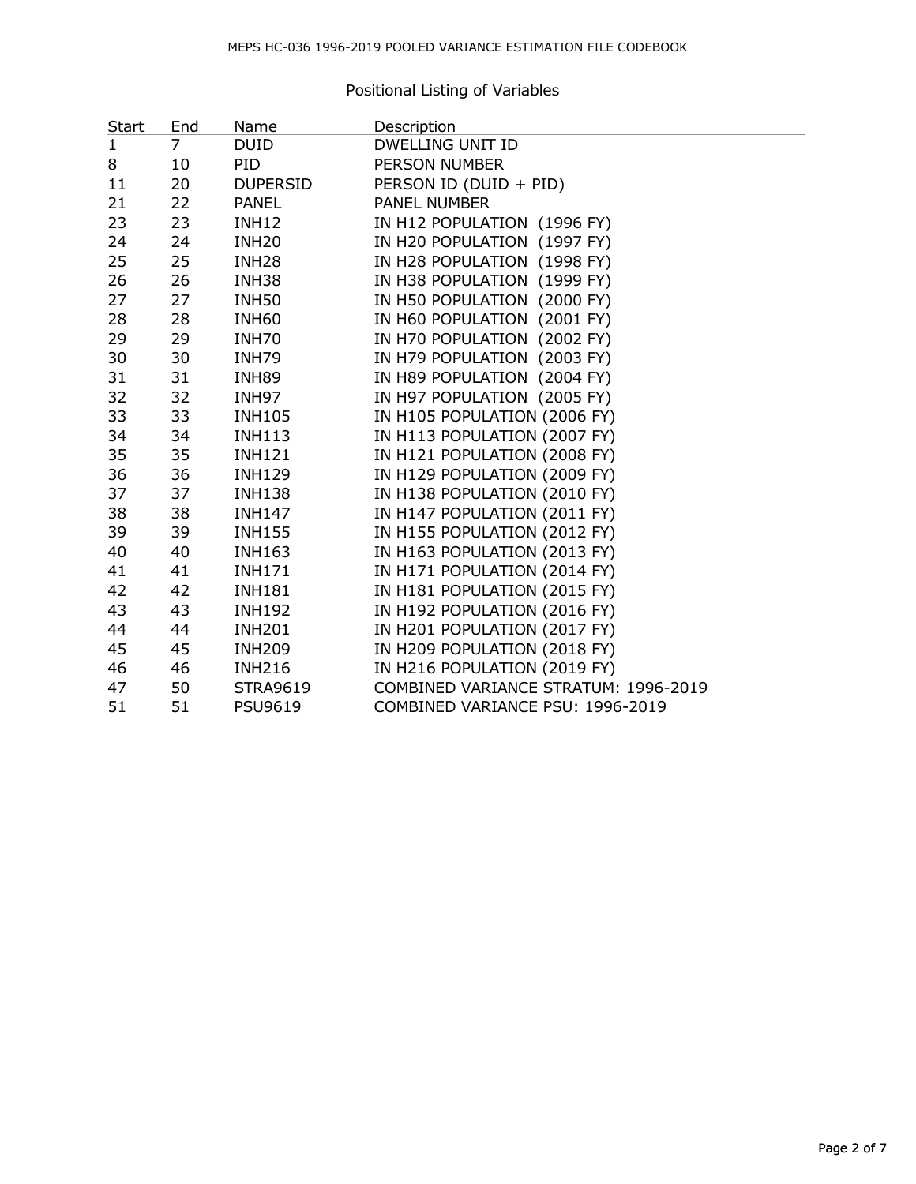## Positional Listing of Variables

| Start | End | Name | Description |
|---|---|---|---|
| 1 | 7 | DUID | DWELLING UNIT ID |
| 8 | 10 | PID | PERSON NUMBER |
| 11 | 20 | DUPERSID | PERSON ID (DUID + PID) |
| 21 | 22 | PANEL | PANEL NUMBER |
| 23 | 23 | INH12 | IN H12 POPULATION (1996 FY) |
| 24 | 24 | INH20 | IN H20 POPULATION (1997 FY) |
| 25 | 25 | INH28 | IN H28 POPULATION (1998 FY) |
| 26 | 26 | INH38 | IN H38 POPULATION (1999 FY) |
| 27 | 27 | INH50 | IN H50 POPULATION (2000 FY) |
| 28 | 28 | INH60 | IN H60 POPULATION (2001 FY) |
| 29 | 29 | INH70 | IN H70 POPULATION (2002 FY) |
| 30 | 30 | INH79 | IN H79 POPULATION (2003 FY) |
| 31 | 31 | INH89 | IN H89 POPULATION (2004 FY) |
| 32 | 32 | INH97 | IN H97 POPULATION (2005 FY) |
| 33 | 33 | INH105 | IN H105 POPULATION (2006 FY) |
| 34 | 34 | INH113 | IN H113 POPULATION (2007 FY) |
| 35 | 35 | INH121 | IN H121 POPULATION (2008 FY) |
| 36 | 36 | INH129 | IN H129 POPULATION (2009 FY) |
| 37 | 37 | INH138 | IN H138 POPULATION (2010 FY) |
| 38 | 38 | INH147 | IN H147 POPULATION (2011 FY) |
| 39 | 39 | INH155 | IN H155 POPULATION (2012 FY) |
| 40 | 40 | INH163 | IN H163 POPULATION (2013 FY) |
| 41 | 41 | INH171 | IN H171 POPULATION (2014 FY) |
| 42 | 42 | INH181 | IN H181 POPULATION (2015 FY) |
| 43 | 43 | INH192 | IN H192 POPULATION (2016 FY) |
| 44 | 44 | INH201 | IN H201 POPULATION (2017 FY) |
| 45 | 45 | INH209 | IN H209 POPULATION (2018 FY) |
| 46 | 46 | INH216 | IN H216 POPULATION (2019 FY) |
| 47 | 50 | STRA9619 | COMBINED VARIANCE STRATUM: 1996-2019 |
| 51 | 51 | PSU9619 | COMBINED VARIANCE PSU: 1996-2019 |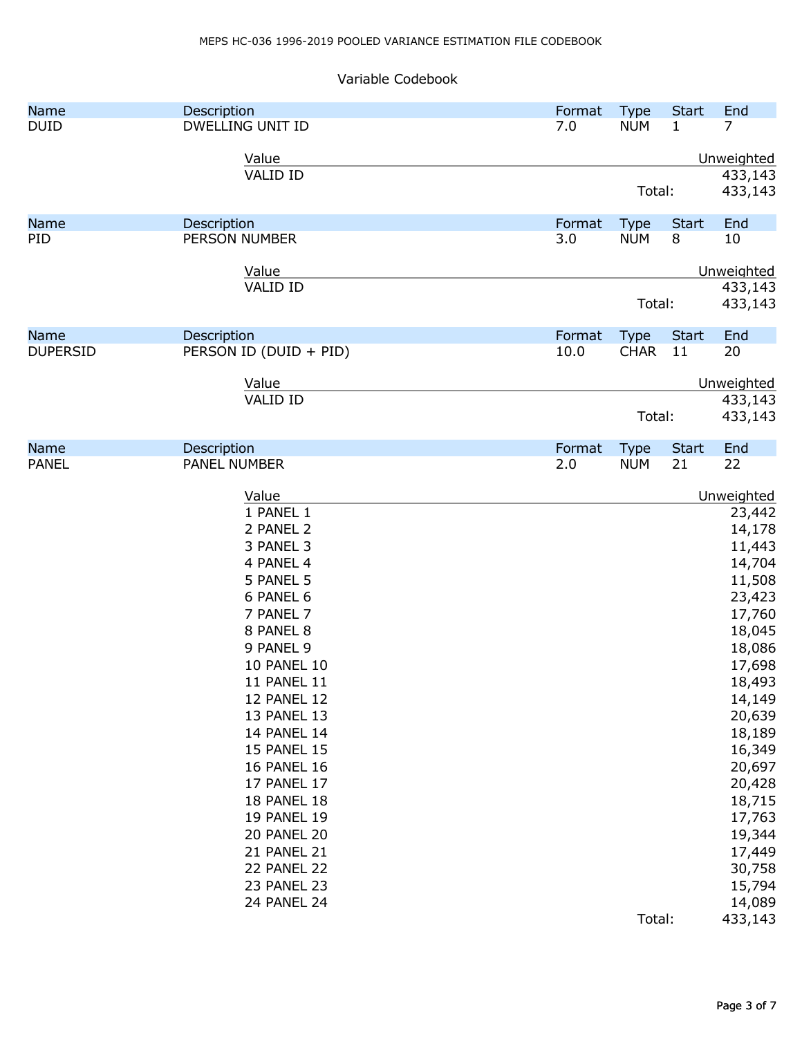## Variable Codebook

| Name | Description | Format | Type | Start | End |
|---|---|---|---|---|---|
| DUID | DWELLING UNIT ID | 7.0 | NUM | 1 | 7 |

| Value | Unweighted |
|---|---|
| VALID ID | 433,143 |
| Total: | 433,143 |

| Name | Description | Format | Type | Start | End |
|---|---|---|---|---|---|
| PID | PERSON NUMBER | 3.0 | NUM | 8 | 10 |

| Value | Unweighted |
|---|---|
| VALID ID | 433,143 |
| Total: | 433,143 |

| Name | Description | Format | Type | Start | End |
|---|---|---|---|---|---|
| DUPERSID | PERSON ID (DUID + PID) | 10.0 | CHAR | 11 | 20 |

| Value | Unweighted |
|---|---|
| VALID ID | 433,143 |
| Total: | 433,143 |

| Name | Description | Format | Type | Start | End |
|---|---|---|---|---|---|
| PANEL | PANEL NUMBER | 2.0 | NUM | 21 | 22 |

| Value | Unweighted |
|---|---|
| 1 PANEL 1 | 23,442 |
| 2 PANEL 2 | 14,178 |
| 3 PANEL 3 | 11,443 |
| 4 PANEL 4 | 14,704 |
| 5 PANEL 5 | 11,508 |
| 6 PANEL 6 | 23,423 |
| 7 PANEL 7 | 17,760 |
| 8 PANEL 8 | 18,045 |
| 9 PANEL 9 | 18,086 |
| 10 PANEL 10 | 17,698 |
| 11 PANEL 11 | 18,493 |
| 12 PANEL 12 | 14,149 |
| 13 PANEL 13 | 20,639 |
| 14 PANEL 14 | 18,189 |
| 15 PANEL 15 | 16,349 |
| 16 PANEL 16 | 20,697 |
| 17 PANEL 17 | 20,428 |
| 18 PANEL 18 | 18,715 |
| 19 PANEL 19 | 17,763 |
| 20 PANEL 20 | 19,344 |
| 21 PANEL 21 | 17,449 |
| 22 PANEL 22 | 30,758 |
| 23 PANEL 23 | 15,794 |
| 24 PANEL 24 | 14,089 |
| Total: | 433,143 |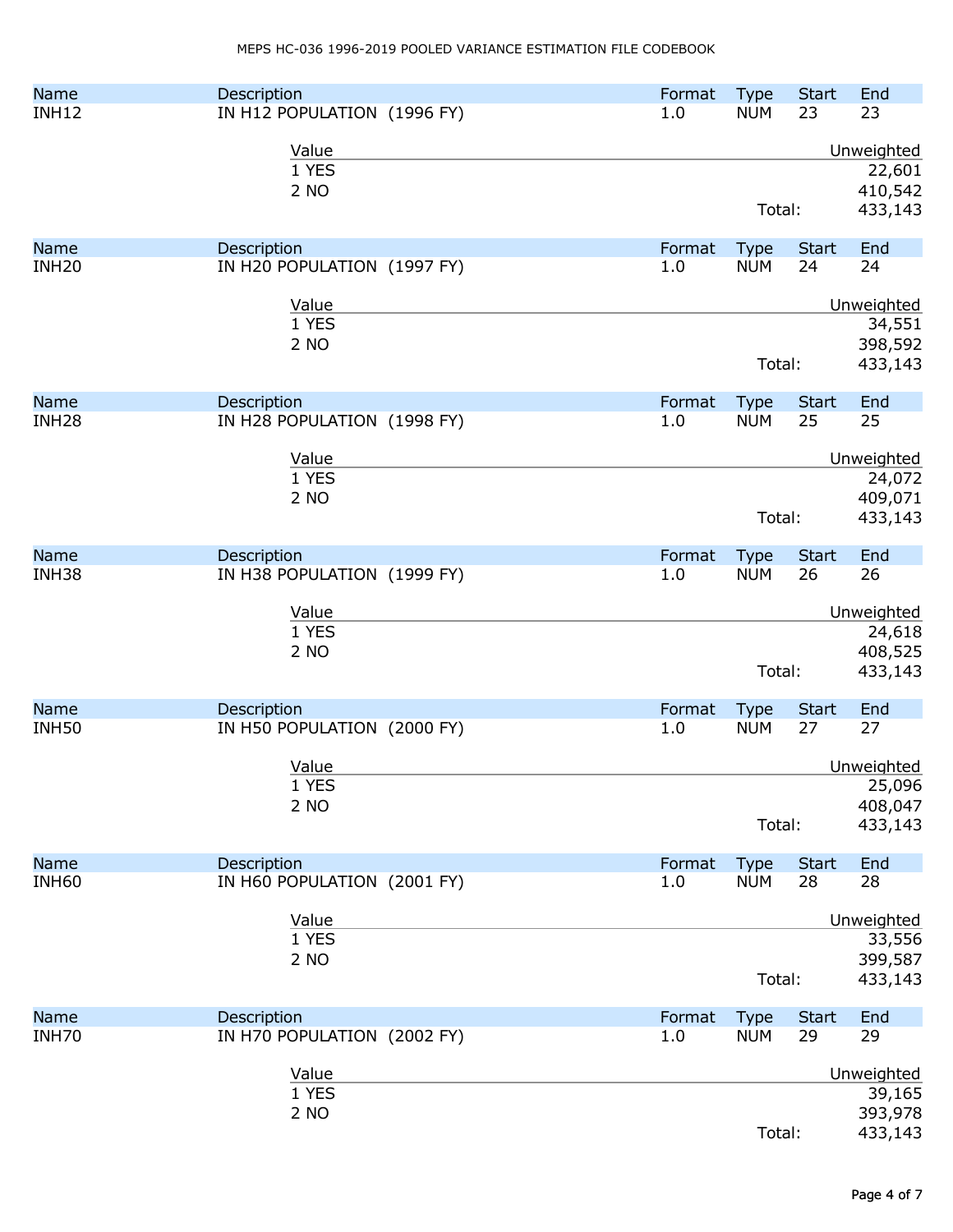| Name | Description | Format | Type | Start | End |
|---|---|---|---|---|---|
| INH12 | IN H12 POPULATION (1996 FY) | 1.0 | NUM | 23 | 23 |

| Value | Unweighted |
|---|---|
| 1 YES | 22,601 |
| 2 NO | 410,542 |
| Total: | 433,143 |

| Name | Description | Format | Type | Start | End |
|---|---|---|---|---|---|
| INH20 | IN H20 POPULATION (1997 FY) | 1.0 | NUM | 24 | 24 |

| Value | Unweighted |
|---|---|
| 1 YES | 34,551 |
| 2 NO | 398,592 |
| Total: | 433,143 |

| Name | Description | Format | Type | Start | End |
|---|---|---|---|---|---|
| INH28 | IN H28 POPULATION (1998 FY) | 1.0 | NUM | 25 | 25 |

| Value | Unweighted |
|---|---|
| 1 YES | 24,072 |
| 2 NO | 409,071 |
| Total: | 433,143 |

| Name | Description | Format | Type | Start | End |
|---|---|---|---|---|---|
| INH38 | IN H38 POPULATION (1999 FY) | 1.0 | NUM | 26 | 26 |

| Value | Unweighted |
|---|---|
| 1 YES | 24,618 |
| 2 NO | 408,525 |
| Total: | 433,143 |

| Name | Description | Format | Type | Start | End |
|---|---|---|---|---|---|
| INH50 | IN H50 POPULATION (2000 FY) | 1.0 | NUM | 27 | 27 |

| Value | Unweighted |
|---|---|
| 1 YES | 25,096 |
| 2 NO | 408,047 |
| Total: | 433,143 |

| Name | Description | Format | Type | Start | End |
|---|---|---|---|---|---|
| INH60 | IN H60 POPULATION (2001 FY) | 1.0 | NUM | 28 | 28 |

| Value | Unweighted |
|---|---|
| 1 YES | 33,556 |
| 2 NO | 399,587 |
| Total: | 433,143 |

| Name | Description | Format | Type | Start | End |
|---|---|---|---|---|---|
| INH70 | IN H70 POPULATION (2002 FY) | 1.0 | NUM | 29 | 29 |

| Value | Unweighted |
|---|---|
| 1 YES | 39,165 |
| 2 NO | 393,978 |
| Total: | 433,143 |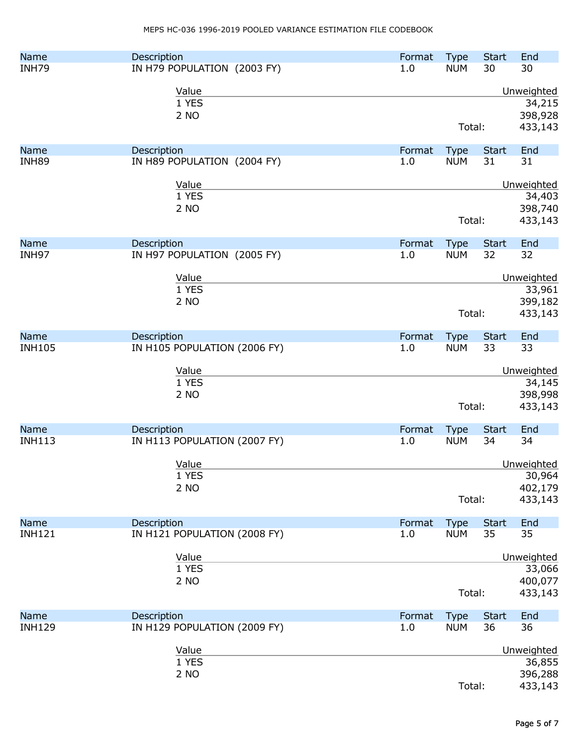| Name | Description | Format | Type | Start | End |
|---|---|---|---|---|---|
| INH79 | IN H79 POPULATION (2003 FY) | 1.0 | NUM | 30 | 30 |

| Value | Unweighted |
|---|---|
| 1 YES | 34,215 |
| 2 NO | 398,928 |
| Total: | 433,143 |

| Name | Description | Format | Type | Start | End |
|---|---|---|---|---|---|
| INH89 | IN H89 POPULATION (2004 FY) | 1.0 | NUM | 31 | 31 |

| Value | Unweighted |
|---|---|
| 1 YES | 34,403 |
| 2 NO | 398,740 |
| Total: | 433,143 |

| Name | Description | Format | Type | Start | End |
|---|---|---|---|---|---|
| INH97 | IN H97 POPULATION (2005 FY) | 1.0 | NUM | 32 | 32 |

| Value | Unweighted |
|---|---|
| 1 YES | 33,961 |
| 2 NO | 399,182 |
| Total: | 433,143 |

| Name | Description | Format | Type | Start | End |
|---|---|---|---|---|---|
| INH105 | IN H105 POPULATION (2006 FY) | 1.0 | NUM | 33 | 33 |

| Value | Unweighted |
|---|---|
| 1 YES | 34,145 |
| 2 NO | 398,998 |
| Total: | 433,143 |

| Name | Description | Format | Type | Start | End |
|---|---|---|---|---|---|
| INH113 | IN H113 POPULATION (2007 FY) | 1.0 | NUM | 34 | 34 |

| Value | Unweighted |
|---|---|
| 1 YES | 30,964 |
| 2 NO | 402,179 |
| Total: | 433,143 |

| Name | Description | Format | Type | Start | End |
|---|---|---|---|---|---|
| INH121 | IN H121 POPULATION (2008 FY) | 1.0 | NUM | 35 | 35 |

| Value | Unweighted |
|---|---|
| 1 YES | 33,066 |
| 2 NO | 400,077 |
| Total: | 433,143 |

| Name | Description | Format | Type | Start | End |
|---|---|---|---|---|---|
| INH129 | IN H129 POPULATION (2009 FY) | 1.0 | NUM | 36 | 36 |

| Value | Unweighted |
|---|---|
| 1 YES | 36,855 |
| 2 NO | 396,288 |
| Total: | 433,143 |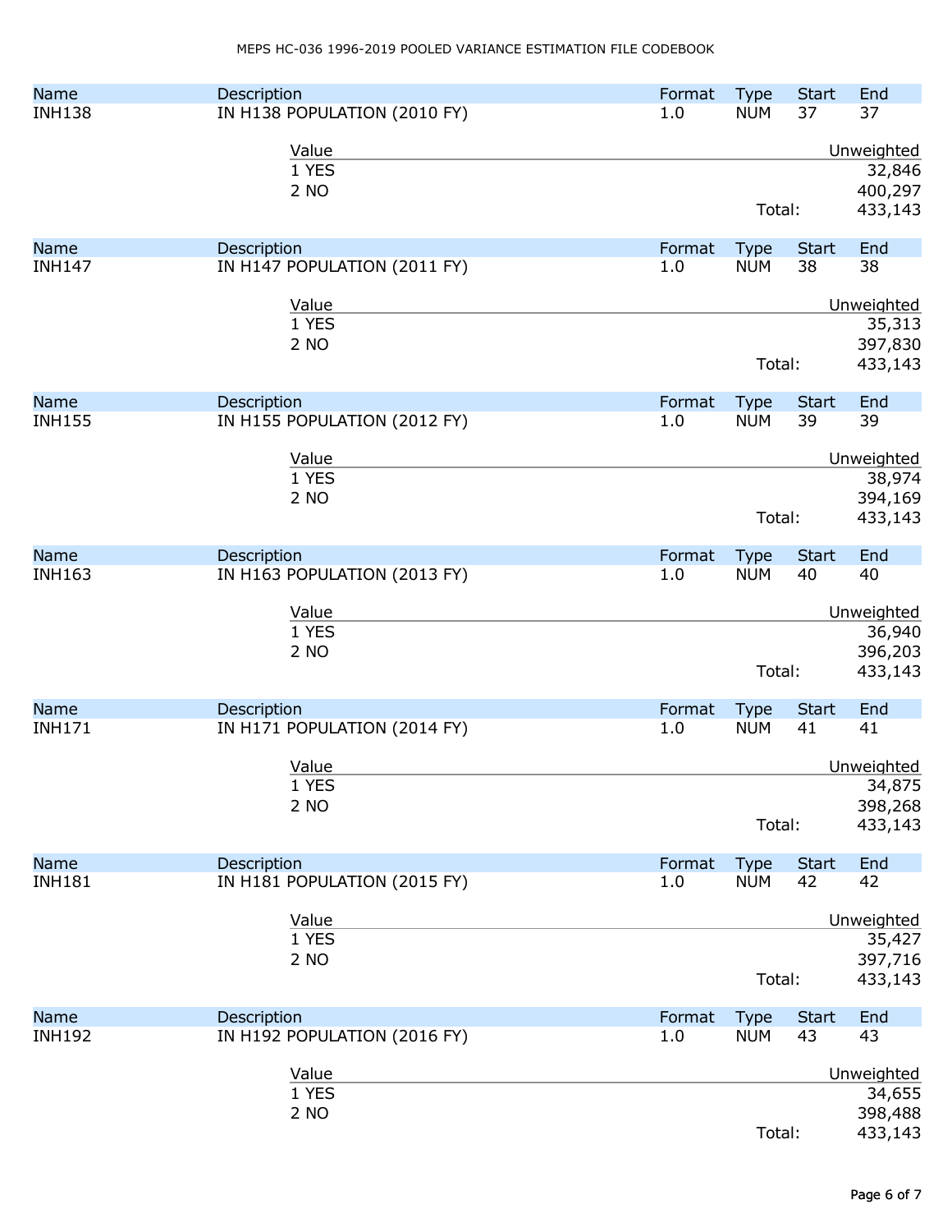| Name | Description | Format | Type | Start | End |
|---|---|---|---|---|---|
| INH138 | IN H138 POPULATION (2010 FY) | 1.0 | NUM | 37 | 37 |

| Value | Unweighted |
|---|---|
| 1 YES | 32,846 |
| 2 NO | 400,297 |
| Total: | 433,143 |

| Name | Description | Format | Type | Start | End |
|---|---|---|---|---|---|
| INH147 | IN H147 POPULATION (2011 FY) | 1.0 | NUM | 38 | 38 |

| Value | Unweighted |
|---|---|
| 1 YES | 35,313 |
| 2 NO | 397,830 |
| Total: | 433,143 |

| Name | Description | Format | Type | Start | End |
|---|---|---|---|---|---|
| INH155 | IN H155 POPULATION (2012 FY) | 1.0 | NUM | 39 | 39 |

| Value | Unweighted |
|---|---|
| 1 YES | 38,974 |
| 2 NO | 394,169 |
| Total: | 433,143 |

| Name | Description | Format | Type | Start | End |
|---|---|---|---|---|---|
| INH163 | IN H163 POPULATION (2013 FY) | 1.0 | NUM | 40 | 40 |

| Value | Unweighted |
|---|---|
| 1 YES | 36,940 |
| 2 NO | 396,203 |
| Total: | 433,143 |

| Name | Description | Format | Type | Start | End |
|---|---|---|---|---|---|
| INH171 | IN H171 POPULATION (2014 FY) | 1.0 | NUM | 41 | 41 |

| Value | Unweighted |
|---|---|
| 1 YES | 34,875 |
| 2 NO | 398,268 |
| Total: | 433,143 |

| Name | Description | Format | Type | Start | End |
|---|---|---|---|---|---|
| INH181 | IN H181 POPULATION (2015 FY) | 1.0 | NUM | 42 | 42 |

| Value | Unweighted |
|---|---|
| 1 YES | 35,427 |
| 2 NO | 397,716 |
| Total: | 433,143 |

| Name | Description | Format | Type | Start | End |
|---|---|---|---|---|---|
| INH192 | IN H192 POPULATION (2016 FY) | 1.0 | NUM | 43 | 43 |

| Value | Unweighted |
|---|---|
| 1 YES | 34,655 |
| 2 NO | 398,488 |
| Total: | 433,143 |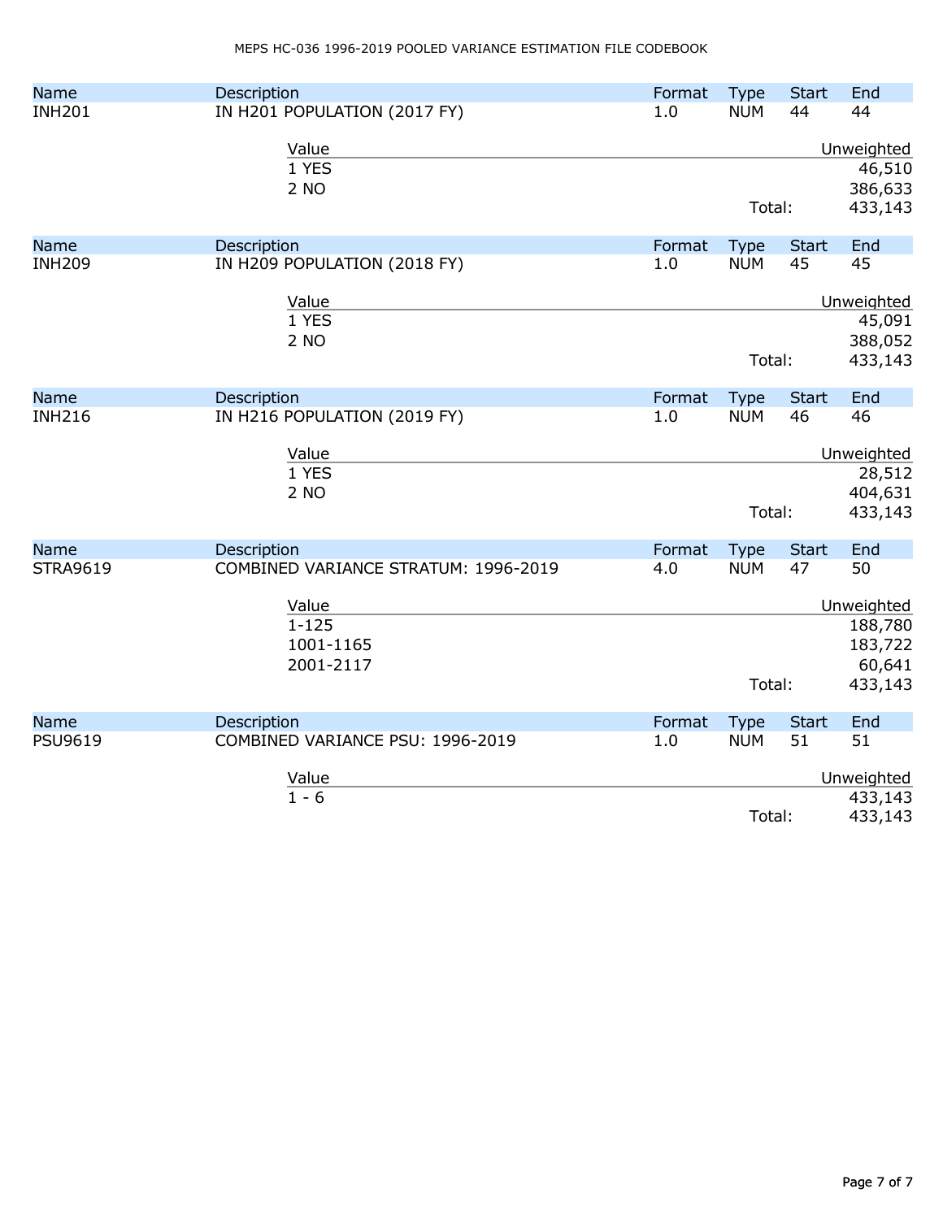| Name | Description | Format | Type | Start | End |
|---|---|---|---|---|---|
| INH201 | IN H201 POPULATION (2017 FY) | 1.0 | NUM | 44 | 44 |

| Value | Unweighted |
|---|---|
| 1 YES | 46,510 |
| 2 NO | 386,633 |
| Total: | 433,143 |

| Name | Description | Format | Type | Start | End |
|---|---|---|---|---|---|
| INH209 | IN H209 POPULATION (2018 FY) | 1.0 | NUM | 45 | 45 |

| Value | Unweighted |
|---|---|
| 1 YES | 45,091 |
| 2 NO | 388,052 |
| Total: | 433,143 |

| Name | Description | Format | Type | Start | End |
|---|---|---|---|---|---|
| INH216 | IN H216 POPULATION (2019 FY) | 1.0 | NUM | 46 | 46 |

| Value | Unweighted |
|---|---|
| 1 YES | 28,512 |
| 2 NO | 404,631 |
| Total: | 433,143 |

| Name | Description | Format | Type | Start | End |
|---|---|---|---|---|---|
| STRA9619 | COMBINED VARIANCE STRATUM: 1996-2019 | 4.0 | NUM | 47 | 50 |

| Value | Unweighted |
|---|---|
| 1-125 | 188,780 |
| 1001-1165 | 183,722 |
| 2001-2117 | 60,641 |
| Total: | 433,143 |

| Name | Description | Format | Type | Start | End |
|---|---|---|---|---|---|
| PSU9619 | COMBINED VARIANCE PSU: 1996-2019 | 1.0 | NUM | 51 | 51 |

| Value | Unweighted |
|---|---|
| 1 - 6 | 433,143 |
| Total: | 433,143 |